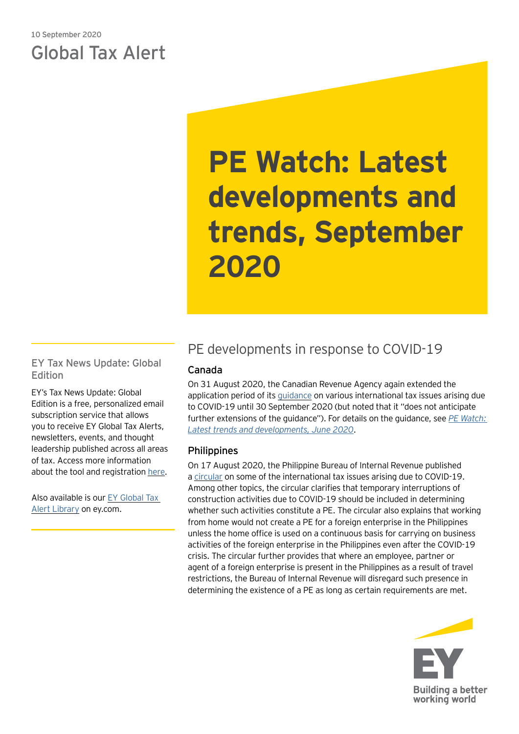10 September 2020

Global Tax Alert

# PE Watch: Latest developments and trends, September 2020

## PE developments in response to COVID-19

### Canada

On 31 August 2020, the Canadian Revenue Agency again extended the application period of its guidance on various international tax issues arising due to COVID-19 until 30 September 2020 (but noted that it "does not anticipate further extensions of the guidance"). For details on the guidance, see *PE Watch: Latest trends and developments, June 2020*.

### Philippines

On 17 August 2020, the Philippine Bureau of Internal Revenue published a circular on some of the international tax issues arising due to COVID-19. Among other topics, the circular clarifies that temporary interruptions of construction activities due to COVID-19 should be included in determining whether such activities constitute a PE. The circular also explains that working from home would not create a PE for a foreign enterprise in the Philippines unless the home office is used on a continuous basis for carrying on business activities of the foreign enterprise in the Philippines even after the COVID-19 crisis. The circular further provides that where an employee, partner or agent of a foreign enterprise is present in the Philippines as a result of travel restrictions, the Bureau of Internal Revenue will disregard such presence in determining the existence of a PE as long as certain requirements are met.

### EY Tax News Update: Global Edition

EY's Tax News Update: Global Edition is a free, personalized email subscription service that allows you to receive EY Global Tax Alerts, newsletters, events, and thought leadership published across all areas of tax. Access more information about the tool and registration here.

Also available is our EY Global Tax Alert Library on ey.com.

EY Building a better working world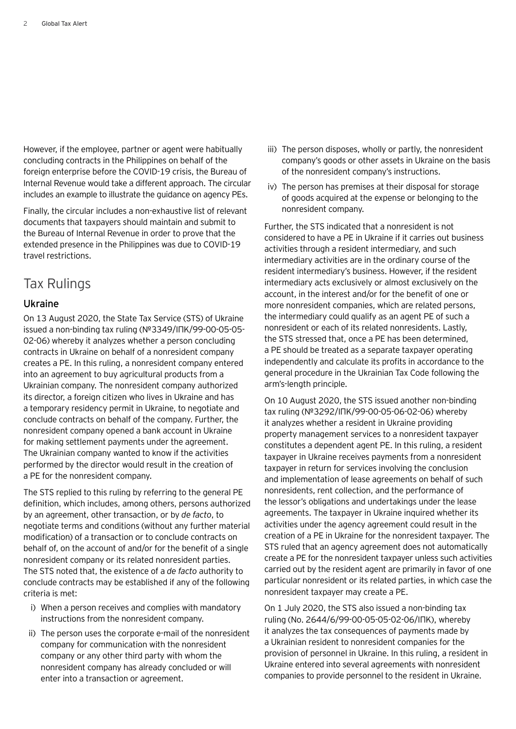However, if the employee, partner or agent were habitually concluding contracts in the Philippines on behalf of the foreign enterprise before the COVID-19 crisis, the Bureau of Internal Revenue would take a different approach. The circular includes an example to illustrate the guidance on agency PEs.

Finally, the circular includes a non-exhaustive list of relevant documents that taxpayers should maintain and submit to the Bureau of Internal Revenue in order to prove that the extended presence in the Philippines was due to COVID-19 travel restrictions.

## Tax Rulings

### Ukraine

On 13 August 2020, the State Tax Service (STS) of Ukraine issued a non-binding tax ruling (№3349/ІПК/99-00-05-05-02-06) whereby it analyzes whether a person concluding contracts in Ukraine on behalf of a nonresident company creates a PE. In this ruling, a nonresident company entered into an agreement to buy agricultural products from a Ukrainian company. The nonresident company authorized its director, a foreign citizen who lives in Ukraine and has a temporary residency permit in Ukraine, to negotiate and conclude contracts on behalf of the company. Further, the nonresident company opened a bank account in Ukraine for making settlement payments under the agreement. The Ukrainian company wanted to know if the activities performed by the director would result in the creation of a PE for the nonresident company.

The STS replied to this ruling by referring to the general PE definition, which includes, among others, persons authorized by an agreement, other transaction, or by *de facto*, to negotiate terms and conditions (without any further material modification) of a transaction or to conclude contracts on behalf of, on the account of and/or for the benefit of a single nonresident company or its related nonresident parties. The STS noted that, the existence of a *de facto* authority to conclude contracts may be established if any of the following criteria is met:

i) When a person receives and complies with mandatory instructions from the nonresident company.

ii) The person uses the corporate e-mail of the nonresident company for communication with the nonresident company or any other third party with whom the nonresident company has already concluded or will enter into a transaction or agreement.

iii) The person disposes, wholly or partly, the nonresident company's goods or other assets in Ukraine on the basis of the nonresident company's instructions.

iv) The person has premises at their disposal for storage of goods acquired at the expense or belonging to the nonresident company.

Further, the STS indicated that a nonresident is not considered to have a PE in Ukraine if it carries out business activities through a resident intermediary, and such intermediary activities are in the ordinary course of the resident intermediary's business. However, if the resident intermediary acts exclusively or almost exclusively on the account, in the interest and/or for the benefit of one or more nonresident companies, which are related persons, the intermediary could qualify as an agent PE of such a nonresident or each of its related nonresidents. Lastly, the STS stressed that, once a PE has been determined, a PE should be treated as a separate taxpayer operating independently and calculate its profits in accordance to the general procedure in the Ukrainian Tax Code following the arm's-length principle.

On 10 August 2020, the STS issued another non-binding tax ruling (№3292/ІПК/99-00-05-06-02-06) whereby it analyzes whether a resident in Ukraine providing property management services to a nonresident taxpayer constitutes a dependent agent PE. In this ruling, a resident taxpayer in Ukraine receives payments from a nonresident taxpayer in return for services involving the conclusion and implementation of lease agreements on behalf of such nonresidents, rent collection, and the performance of the lessor's obligations and undertakings under the lease agreements. The taxpayer in Ukraine inquired whether its activities under the agency agreement could result in the creation of a PE in Ukraine for the nonresident taxpayer. The STS ruled that an agency agreement does not automatically create a PE for the nonresident taxpayer unless such activities carried out by the resident agent are primarily in favor of one particular nonresident or its related parties, in which case the nonresident taxpayer may create a PE.

On 1 July 2020, the STS also issued a non-binding tax ruling (No. 2644/6/99-00-05-05-02-06/ІПК), whereby it analyzes the tax consequences of payments made by a Ukrainian resident to nonresident companies for the provision of personnel in Ukraine. In this ruling, a resident in Ukraine entered into several agreements with nonresident companies to provide personnel to the resident in Ukraine.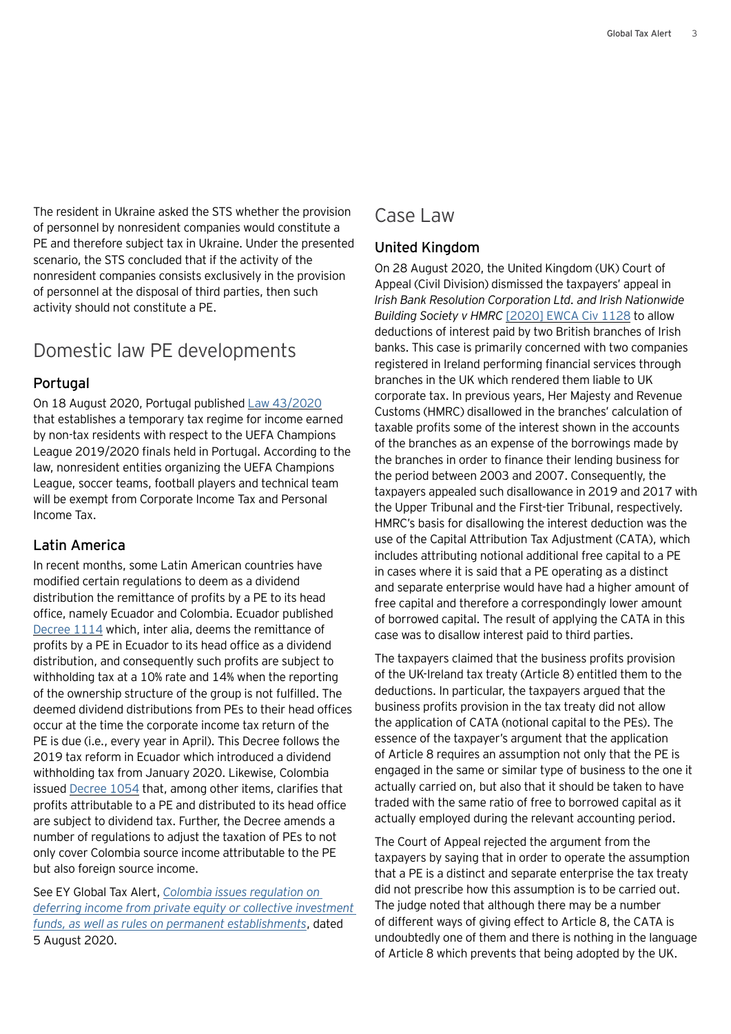The resident in Ukraine asked the STS whether the provision of personnel by nonresident companies would constitute a PE and therefore subject tax in Ukraine. Under the presented scenario, the STS concluded that if the activity of the nonresident companies consists exclusively in the provision of personnel at the disposal of third parties, then such activity should not constitute a PE.

# Domestic law PE developments

## Portugal

On 18 August 2020, Portugal published Law 43/2020 that establishes a temporary tax regime for income earned by non-tax residents with respect to the UEFA Champions League 2019/2020 finals held in Portugal. According to the law, nonresident entities organizing the UEFA Champions League, soccer teams, football players and technical team will be exempt from Corporate Income Tax and Personal Income Tax.

## Latin America

In recent months, some Latin American countries have modified certain regulations to deem as a dividend distribution the remittance of profits by a PE to its head office, namely Ecuador and Colombia. Ecuador published Decree 1114 which, inter alia, deems the remittance of profits by a PE in Ecuador to its head office as a dividend distribution, and consequently such profits are subject to withholding tax at a 10% rate and 14% when the reporting of the ownership structure of the group is not fulfilled. The deemed dividend distributions from PEs to their head offices occur at the time the corporate income tax return of the PE is due (i.e., every year in April). This Decree follows the 2019 tax reform in Ecuador which introduced a dividend withholding tax from January 2020. Likewise, Colombia issued Decree 1054 that, among other items, clarifies that profits attributable to a PE and distributed to its head office are subject to dividend tax. Further, the Decree amends a number of regulations to adjust the taxation of PEs to not only cover Colombia source income attributable to the PE but also foreign source income.

See EY Global Tax Alert, *Colombia issues regulation on deferring income from private equity or collective investment funds, as well as rules on permanent establishments*, dated 5 August 2020.

# Case Law

## United Kingdom

On 28 August 2020, the United Kingdom (UK) Court of Appeal (Civil Division) dismissed the taxpayers' appeal in *Irish Bank Resolution Corporation Ltd. and Irish Nationwide Building Society v HMRC* [2020] EWCA Civ 1128 to allow deductions of interest paid by two British branches of Irish banks. This case is primarily concerned with two companies registered in Ireland performing financial services through branches in the UK which rendered them liable to UK corporate tax. In previous years, Her Majesty and Revenue Customs (HMRC) disallowed in the branches' calculation of taxable profits some of the interest shown in the accounts of the branches as an expense of the borrowings made by the branches in order to finance their lending business for the period between 2003 and 2007. Consequently, the taxpayers appealed such disallowance in 2019 and 2017 with the Upper Tribunal and the First-tier Tribunal, respectively. HMRC's basis for disallowing the interest deduction was the use of the Capital Attribution Tax Adjustment (CATA), which includes attributing notional additional free capital to a PE in cases where it is said that a PE operating as a distinct and separate enterprise would have had a higher amount of free capital and therefore a correspondingly lower amount of borrowed capital. The result of applying the CATA in this case was to disallow interest paid to third parties.

The taxpayers claimed that the business profits provision of the UK-Ireland tax treaty (Article 8) entitled them to the deductions. In particular, the taxpayers argued that the business profits provision in the tax treaty did not allow the application of CATA (notional capital to the PEs). The essence of the taxpayer's argument that the application of Article 8 requires an assumption not only that the PE is engaged in the same or similar type of business to the one it actually carried on, but also that it should be taken to have traded with the same ratio of free to borrowed capital as it actually employed during the relevant accounting period.

The Court of Appeal rejected the argument from the taxpayers by saying that in order to operate the assumption that a PE is a distinct and separate enterprise the tax treaty did not prescribe how this assumption is to be carried out. The judge noted that although there may be a number of different ways of giving effect to Article 8, the CATA is undoubtedly one of them and there is nothing in the language of Article 8 which prevents that being adopted by the UK.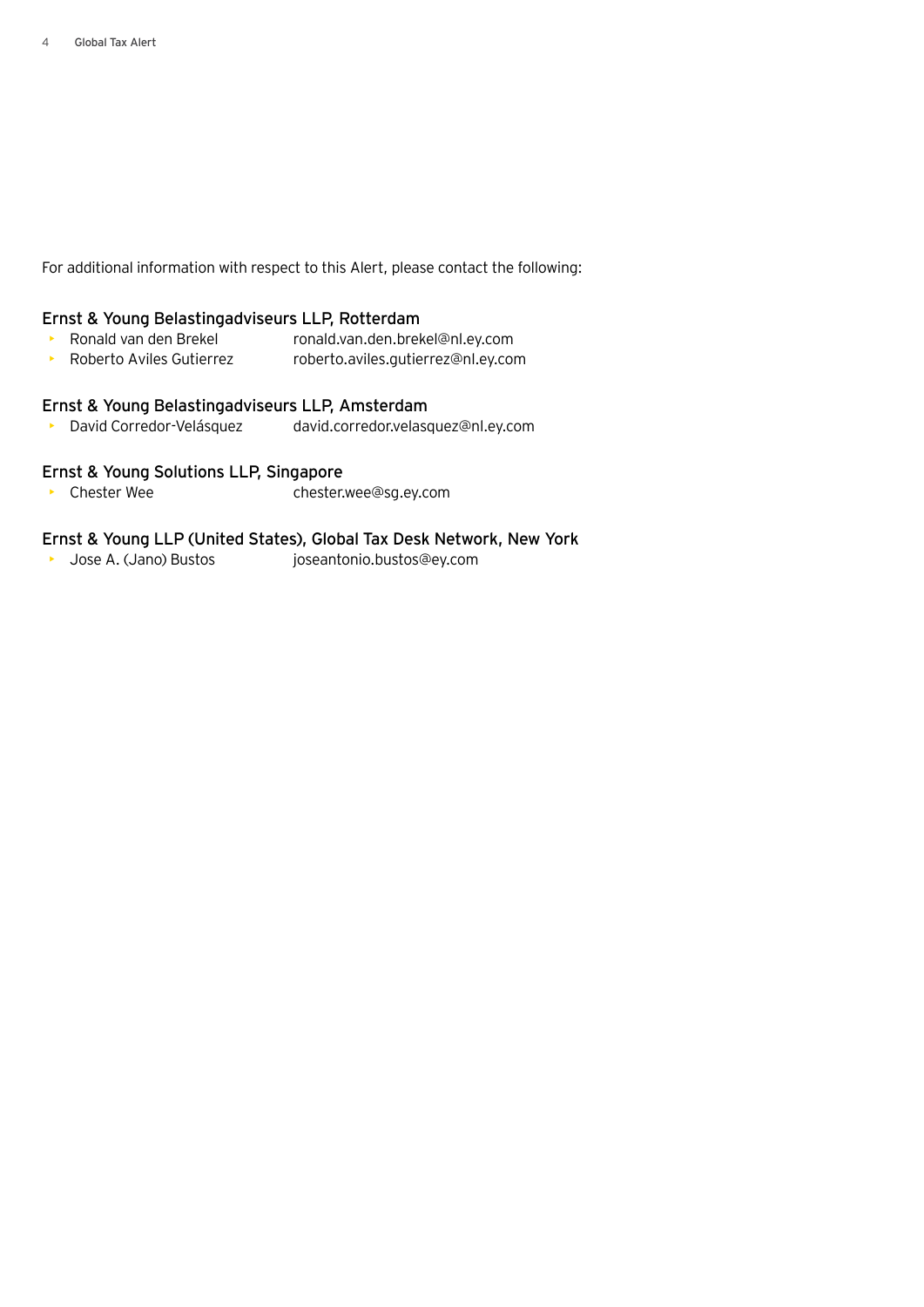For additional information with respect to this Alert, please contact the following:

### Ernst & Young Belastingadviseurs LLP, Rotterdam

- Ronald van den Brekel ronald.van.den.brekel@nl.ey.com
- Roberto Aviles Gutierrez roberto.aviles.gutierrez@nl.ey.com

### Ernst & Young Belastingadviseurs LLP, Amsterdam

- David Corredor-Velásquez david.corredor.velasquez@nl.ey.com

### Ernst & Young Solutions LLP, Singapore

- Chester Wee chester.wee@sg.ey.com

### Ernst & Young LLP (United States), Global Tax Desk Network, New York

- Jose A. (Jano) Bustos joseantonio.bustos@ey.com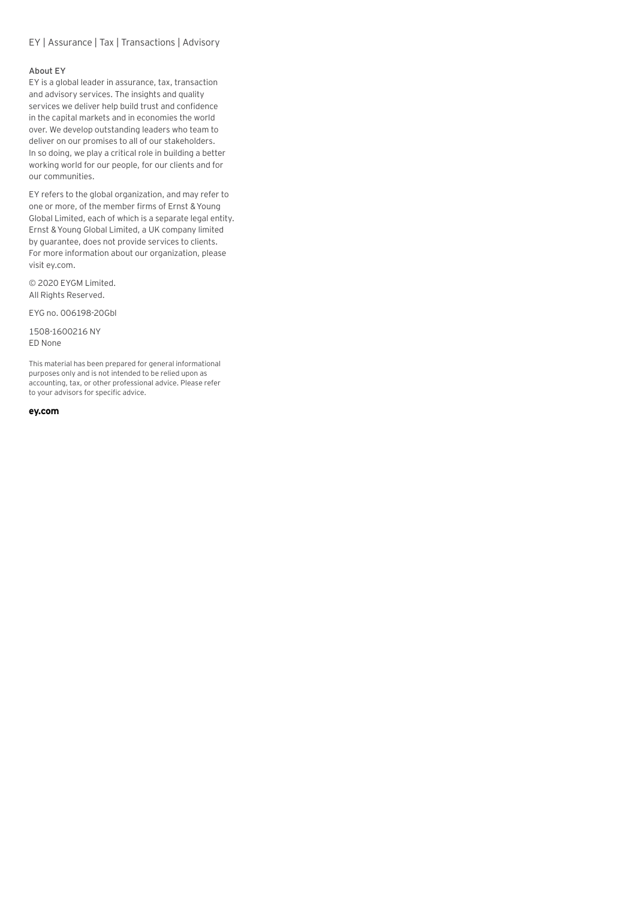EY | Assurance | Tax | Transactions | Advisory

**About EY**

EY is a global leader in assurance, tax, transaction and advisory services. The insights and quality services we deliver help build trust and confidence in the capital markets and in economies the world over. We develop outstanding leaders who team to deliver on our promises to all of our stakeholders. In so doing, we play a critical role in building a better working world for our people, for our clients and for our communities.

EY refers to the global organization, and may refer to one or more, of the member firms of Ernst & Young Global Limited, each of which is a separate legal entity. Ernst & Young Global Limited, a UK company limited by guarantee, does not provide services to clients. For more information about our organization, please visit ey.com.

© 2020 EYGM Limited.
All Rights Reserved.

EYG no. 006198-20Gbl

1508-1600216 NY
ED None

This material has been prepared for general informational purposes only and is not intended to be relied upon as accounting, tax, or other professional advice. Please refer to your advisors for specific advice.

**ey.com**